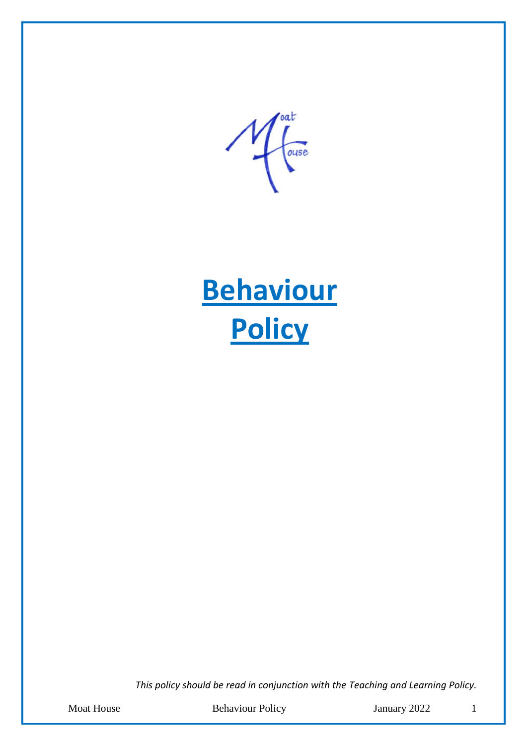# Behaviour Policy

*This policy should be read in conjunction with the Teaching and Learning Policy.*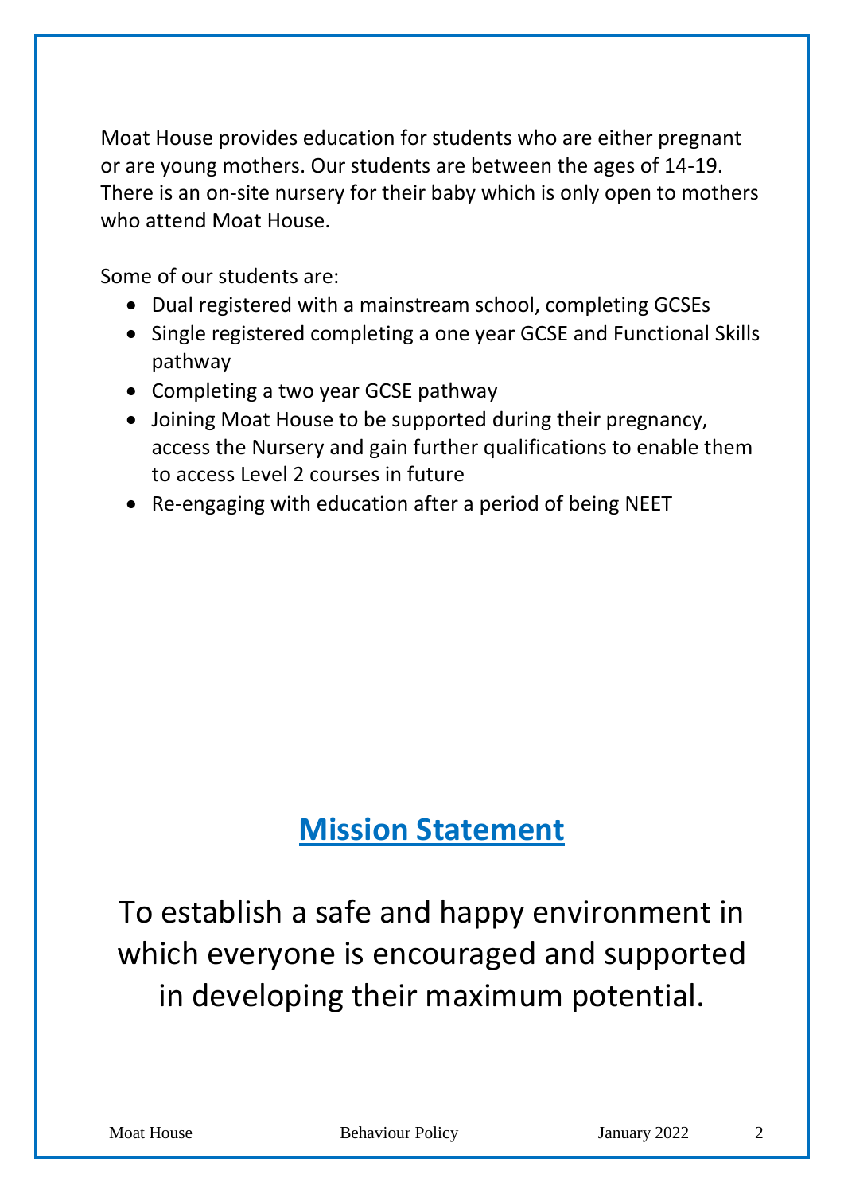Moat House provides education for students who are either pregnant or are young mothers. Our students are between the ages of 14-19. There is an on-site nursery for their baby which is only open to mothers who attend Moat House.

Some of our students are:

- Dual registered with a mainstream school, completing GCSEs
- Single registered completing a one year GCSE and Functional Skills pathway
- Completing a two year GCSE pathway
- Joining Moat House to be supported during their pregnancy, access the Nursery and gain further qualifications to enable them to access Level 2 courses in future
- Re-engaging with education after a period of being NEET

## Mission Statement

To establish a safe and happy environment in which everyone is encouraged and supported in developing their maximum potential.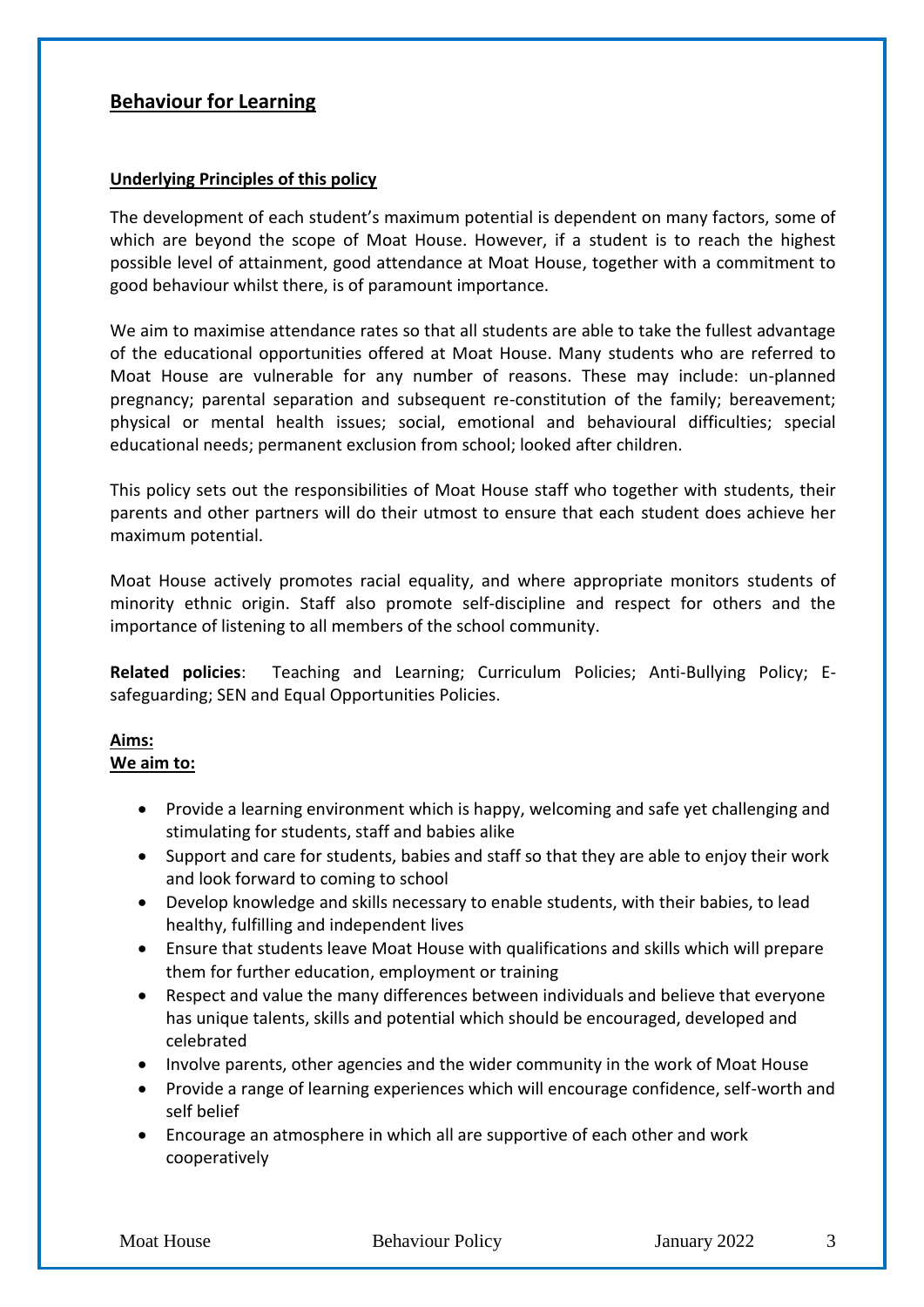## Behaviour for Learning

### Underlying Principles of this policy

The development of each student's maximum potential is dependent on many factors, some of which are beyond the scope of Moat House. However, if a student is to reach the highest possible level of attainment, good attendance at Moat House, together with a commitment to good behaviour whilst there, is of paramount importance.

We aim to maximise attendance rates so that all students are able to take the fullest advantage of the educational opportunities offered at Moat House. Many students who are referred to Moat House are vulnerable for any number of reasons. These may include: un-planned pregnancy; parental separation and subsequent re-constitution of the family; bereavement; physical or mental health issues; social, emotional and behavioural difficulties; special educational needs; permanent exclusion from school; looked after children.

This policy sets out the responsibilities of Moat House staff who together with students, their parents and other partners will do their utmost to ensure that each student does achieve her maximum potential.

Moat House actively promotes racial equality, and where appropriate monitors students of minority ethnic origin. Staff also promote self-discipline and respect for others and the importance of listening to all members of the school community.

**Related policies**: Teaching and Learning; Curriculum Policies; Anti-Bullying Policy; E-safeguarding; SEN and Equal Opportunities Policies.

### Aims:

**We aim to:**

- Provide a learning environment which is happy, welcoming and safe yet challenging and stimulating for students, staff and babies alike
- Support and care for students, babies and staff so that they are able to enjoy their work and look forward to coming to school
- Develop knowledge and skills necessary to enable students, with their babies, to lead healthy, fulfilling and independent lives
- Ensure that students leave Moat House with qualifications and skills which will prepare them for further education, employment or training
- Respect and value the many differences between individuals and believe that everyone has unique talents, skills and potential which should be encouraged, developed and celebrated
- Involve parents, other agencies and the wider community in the work of Moat House
- Provide a range of learning experiences which will encourage confidence, self-worth and self belief
- Encourage an atmosphere in which all are supportive of each other and work cooperatively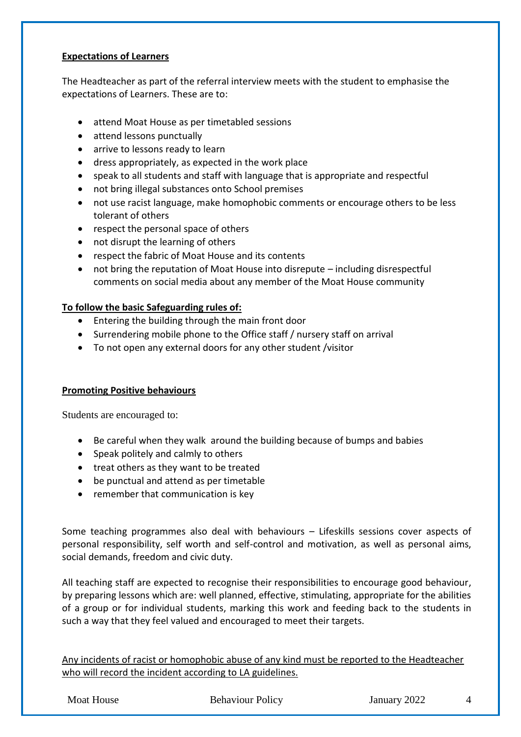**Expectations of Learners**

The Headteacher as part of the referral interview meets with the student to emphasise the expectations of Learners. These are to:

- attend Moat House as per timetabled sessions
- attend lessons punctually
- arrive to lessons ready to learn
- dress appropriately, as expected in the work place
- speak to all students and staff with language that is appropriate and respectful
- not bring illegal substances onto School premises
- not use racist language, make homophobic comments or encourage others to be less tolerant of others
- respect the personal space of others
- not disrupt the learning of others
- respect the fabric of Moat House and its contents
- not bring the reputation of Moat House into disrepute – including disrespectful comments on social media about any member of the Moat House community

**To follow the basic Safeguarding rules of:**

- Entering the building through the main front door
- Surrendering mobile phone to the Office staff / nursery staff on arrival
- To not open any external doors for any other student /visitor

**Promoting Positive behaviours**

Students are encouraged to:

- Be careful when they walk around the building because of bumps and babies
- Speak politely and calmly to others
- treat others as they want to be treated
- be punctual and attend as per timetable
- remember that communication is key

Some teaching programmes also deal with behaviours – Lifeskills sessions cover aspects of personal responsibility, self worth and self-control and motivation, as well as personal aims, social demands, freedom and civic duty.

All teaching staff are expected to recognise their responsibilities to encourage good behaviour, by preparing lessons which are: well planned, effective, stimulating, appropriate for the abilities of a group or for individual students, marking this work and feeding back to the students in such a way that they feel valued and encouraged to meet their targets.

Any incidents of racist or homophobic abuse of any kind must be reported to the Headteacher who will record the incident according to LA guidelines.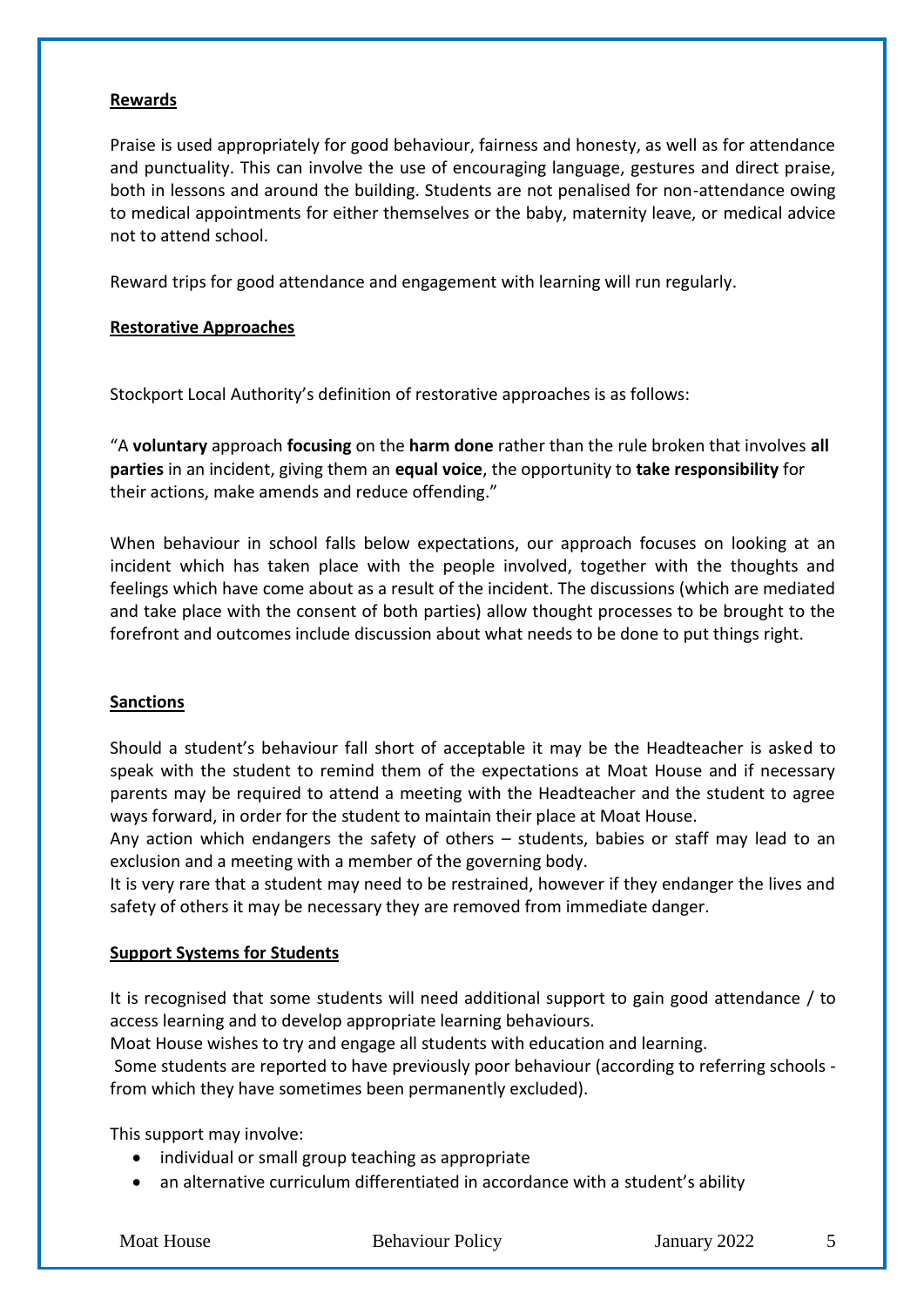**Rewards**

Praise is used appropriately for good behaviour, fairness and honesty, as well as for attendance and punctuality. This can involve the use of encouraging language, gestures and direct praise, both in lessons and around the building. Students are not penalised for non-attendance owing to medical appointments for either themselves or the baby, maternity leave, or medical advice not to attend school.

Reward trips for good attendance and engagement with learning will run regularly.

**Restorative Approaches**

Stockport Local Authority's definition of restorative approaches is as follows:

"A **voluntary** approach **focusing** on the **harm done** rather than the rule broken that involves **all parties** in an incident, giving them an **equal voice**, the opportunity to **take responsibility** for their actions, make amends and reduce offending."

When behaviour in school falls below expectations, our approach focuses on looking at an incident which has taken place with the people involved, together with the thoughts and feelings which have come about as a result of the incident. The discussions (which are mediated and take place with the consent of both parties) allow thought processes to be brought to the forefront and outcomes include discussion about what needs to be done to put things right.

**Sanctions**

Should a student's behaviour fall short of acceptable it may be the Headteacher is asked to speak with the student to remind them of the expectations at Moat House and if necessary parents may be required to attend a meeting with the Headteacher and the student to agree ways forward, in order for the student to maintain their place at Moat House.
Any action which endangers the safety of others – students, babies or staff may lead to an exclusion and a meeting with a member of the governing body.
It is very rare that a student may need to be restrained, however if they endanger the lives and safety of others it may be necessary they are removed from immediate danger.

**Support Systems for Students**

It is recognised that some students will need additional support to gain good attendance / to access learning and to develop appropriate learning behaviours.
Moat House wishes to try and engage all students with education and learning.
Some students are reported to have previously poor behaviour (according to referring schools - from which they have sometimes been permanently excluded).

This support may involve:

- individual or small group teaching as appropriate
- an alternative curriculum differentiated in accordance with a student's ability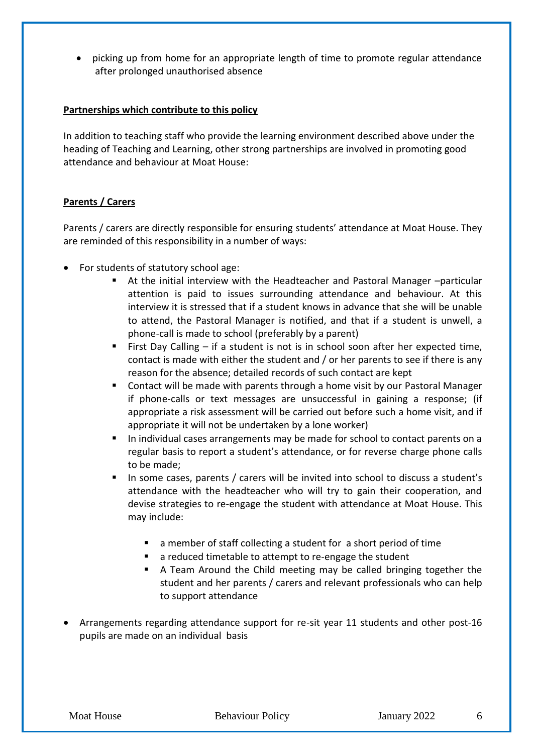- picking up from home for an appropriate length of time to promote regular attendance after prolonged unauthorised absence

**Partnerships which contribute to this policy**

In addition to teaching staff who provide the learning environment described above under the heading of Teaching and Learning, other strong partnerships are involved in promoting good attendance and behaviour at Moat House:

**Parents / Carers**

Parents / carers are directly responsible for ensuring students' attendance at Moat House. They are reminded of this responsibility in a number of ways:

- For students of statutory school age:
    - At the initial interview with the Headteacher and Pastoral Manager –particular attention is paid to issues surrounding attendance and behaviour. At this interview it is stressed that if a student knows in advance that she will be unable to attend, the Pastoral Manager is notified, and that if a student is unwell, a phone-call is made to school (preferably by a parent)
    - First Day Calling – if a student is not is in school soon after her expected time, contact is made with either the student and / or her parents to see if there is any reason for the absence; detailed records of such contact are kept
    - Contact will be made with parents through a home visit by our Pastoral Manager if phone-calls or text messages are unsuccessful in gaining a response; (if appropriate a risk assessment will be carried out before such a home visit, and if appropriate it will not be undertaken by a lone worker)
    - In individual cases arrangements may be made for school to contact parents on a regular basis to report a student's attendance, or for reverse charge phone calls to be made;
    - In some cases, parents / carers will be invited into school to discuss a student's attendance with the headteacher who will try to gain their cooperation, and devise strategies to re-engage the student with attendance at Moat House. This may include:
        - a member of staff collecting a student for a short period of time
        - a reduced timetable to attempt to re-engage the student
        - A Team Around the Child meeting may be called bringing together the student and her parents / carers and relevant professionals who can help to support attendance
- Arrangements regarding attendance support for re-sit year 11 students and other post-16 pupils are made on an individual basis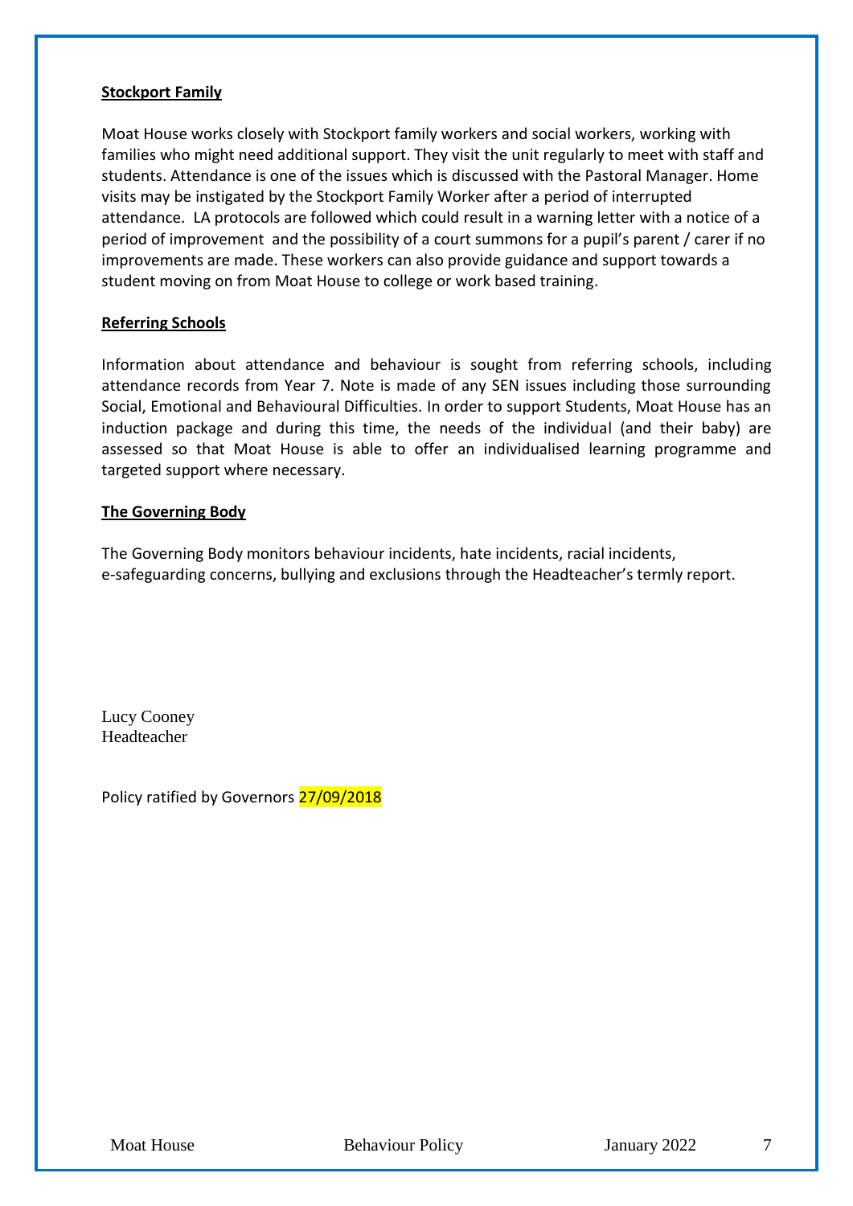**Stockport Family**

Moat House works closely with Stockport family workers and social workers, working with families who might need additional support. They visit the unit regularly to meet with staff and students. Attendance is one of the issues which is discussed with the Pastoral Manager. Home visits may be instigated by the Stockport Family Worker after a period of interrupted attendance. LA protocols are followed which could result in a warning letter with a notice of a period of improvement and the possibility of a court summons for a pupil's parent / carer if no improvements are made. These workers can also provide guidance and support towards a student moving on from Moat House to college or work based training.

**Referring Schools**

Information about attendance and behaviour is sought from referring schools, including attendance records from Year 7. Note is made of any SEN issues including those surrounding Social, Emotional and Behavioural Difficulties. In order to support Students, Moat House has an induction package and during this time, the needs of the individual (and their baby) are assessed so that Moat House is able to offer an individualised learning programme and targeted support where necessary.

**The Governing Body**

The Governing Body monitors behaviour incidents, hate incidents, racial incidents, e-safeguarding concerns, bullying and exclusions through the Headteacher's termly report.

Lucy Cooney
Headteacher

Policy ratified by Governors 27/09/2018